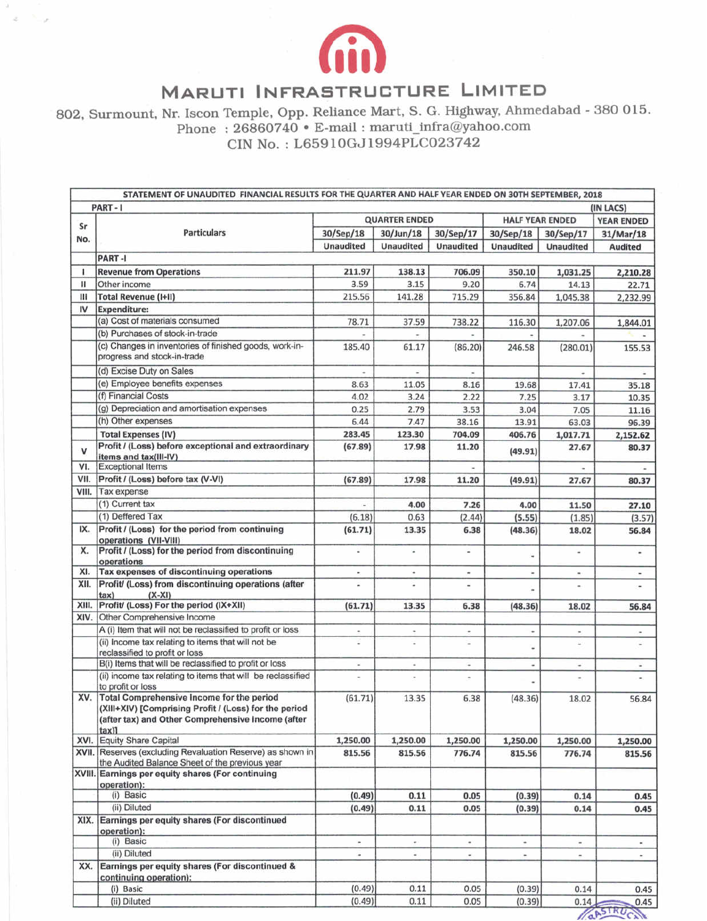# MARUTI INFRASTRUCTURE LIMITED

802, Surmount, Nr. Iscon Temple, Opp. Reliance Mart, S. G. Highway, Ahmedabad - 380 015.
Phone : 26860740 • E-mail : maruti_infra@yahoo.com
CIN No. : L65910GJ1994PLC023742

**STATEMENT OF UNAUDITED FINANCIAL RESULTS FOR THE QUARTER AND HALF YEAR ENDED ON 30TH SEPTEMBER, 2018**

PART - I (IN LACS)

| Sr No. | Particulars | QUARTER ENDED | | | HALF YEAR ENDED | | YEAR ENDED |
|---|---|---|---|---|---|---|---|
| | | 30/Sep/18 | 30/Jun/18 | 30/Sep/17 | 30/Sep/18 | 30/Sep/17 | 31/Mar/18 |
| | | Unaudited | Unaudited | Unaudited | Unaudited | Unaudited | Audited |
| | **PART -I** | | | | | | |
| I | **Revenue from Operations** | 211.97 | 138.13 | 706.09 | 350.10 | 1,031.25 | 2,210.28 |
| II | Other income | 3.59 | 3.15 | 9.20 | 6.74 | 14.13 | 22.71 |
| III | **Total Revenue (I+II)** | 215.56 | 141.28 | 715.29 | 356.84 | 1,045.38 | 2,232.99 |
| IV | **Expenditure:** | | | | | | |
| | (a) Cost of materials consumed | 78.71 | 37.59 | 738.22 | 116.30 | 1,207.06 | 1,844.01 |
| | (b) Purchases of stock-in-trade | - | - | - | - | - | - |
| | (c) Changes in inventories of finished goods, work-in-progress and stock-in-trade | 185.40 | 61.17 | (86.20) | 246.58 | (280.01) | 155.53 |
| | (d) Excise Duty on Sales | - | - | - | | - | - |
| | (e) Employee benefits expenses | 8.63 | 11.05 | 8.16 | 19.68 | 17.41 | 35.18 |
| | (f) Financial Costs | 4.02 | 3.24 | 2.22 | 7.25 | 3.17 | 10.35 |
| | (g) Depreciation and amortisation expenses | 0.25 | 2.79 | 3.53 | 3.04 | 7.05 | 11.16 |
| | (h) Other expenses | 6.44 | 7.47 | 38.16 | 13.91 | 63.03 | 96.39 |
| | **Total Expenses (IV)** | **283.45** | **123.30** | **704.09** | **406.76** | **1,017.71** | **2,152.62** |
| V | **Profit / (Loss) before exceptional and extraordinary items and tax(III-IV)** | **(67.89)** | **17.98** | **11.20** | **(49.91)** | **27.67** | **80.37** |
| VI. | Exceptional Items | | | - | | - | - |
| VII. | **Profit / (Loss) before tax (V-VI)** | **(67.89)** | **17.98** | **11.20** | **(49.91)** | **27.67** | **80.37** |
| VIII. | Tax expense | | | | | | |
| | (1) Current tax | - | 4.00 | 7.26 | 4.00 | 11.50 | 27.10 |
| | (1) Deffered Tax | (6.18) | 0.63 | (2.44) | (5.55) | (1.85) | (3.57) |
| IX. | **Profit / (Loss) for the period from continuing operations (VII-VIII)** | **(61.71)** | **13.35** | **6.38** | **(48.36)** | **18.02** | **56.84** |
| X. | **Profit / (Loss) for the period from discontinuing operations** | - | - | - | - | - | - |
| XI. | **Tax expenses of discontinuing operations** | - | - | - | - | - | - |
| XII. | **Profit/ (Loss) from discontinuing operations (after tax) (X-XI)** | - | - | - | - | - | - |
| XIII. | **Profit/ (Loss) For the period (IX+XII)** | **(61.71)** | **13.35** | **6.38** | **(48.36)** | **18.02** | **56.84** |
| XIV. | Other Comprehensive Income | | | | | | |
| | A (i) Item that will not be reclassified to profit or loss | - | - | - | - | - | - |
| | (ii) Income tax relating to items that will not be reclassified to profit or loss | - | - | - | - | - | - |
| | B(i) Items that will be reclassified to profit or loss | - | - | - | - | - | - |
| | (ii) income tax relating to items that will be reclassified to profit or loss | - | - | - | - | - | - |
| XV. | **Total Comprehensive Income for the period (XIII+XIV) [Comprising Profit / (Loss) for the period (after tax) and Other Comprehensive Income (after tax)]** | (61.71) | 13.35 | 6.38 | (48.36) | 18.02 | 56.84 |
| XVI. | Equity Share Capital | **1,250.00** | **1,250.00** | **1,250.00** | **1,250.00** | **1,250.00** | **1,250.00** |
| XVII. | Reserves (excluding Revaluation Reserve) as shown in the Audited Balance Sheet of the previous year | **815.56** | **815.56** | **776.74** | **815.56** | **776.74** | **815.56** |
| XVIII. | **Earnings per equity shares (For continuing operation):** | | | | | | |
| | (i) Basic | **(0.49)** | **0.11** | **0.05** | **(0.39)** | **0.14** | **0.45** |
| | (ii) Diluted | **(0.49)** | **0.11** | **0.05** | **(0.39)** | **0.14** | **0.45** |
| XIX. | **Earnings per equity shares (For discontinued operation):** | | | | | | |
| | (i) Basic | - | - | - | - | - | - |
| | (ii) Diluted | - | - | - | - | - | - |
| XX. | **Earnings per equity shares (For discontinued & continuing operation):** | | | | | | |
| | (i) Basic | (0.49) | 0.11 | 0.05 | (0.39) | 0.14 | 0.45 |
| | (ii) Diluted | (0.49) | 0.11 | 0.05 | (0.39) | 0.14 | 0.45 |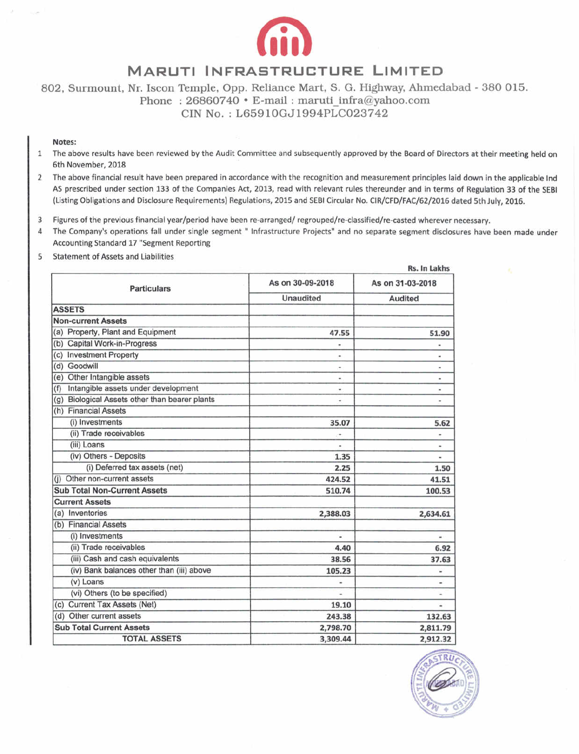# MARUTI INFRASTRUCTURE LIMITED

802, Surmount, Nr. Iscon Temple, Opp. Reliance Mart, S. G. Highway, Ahmedabad - 380 015.
Phone : 26860740 • E-mail : maruti_infra@yahoo.com
CIN No. : L65910GJ1994PLC023742

**Notes:**

1. The above results have been reviewed by the Audit Committee and subsequently approved by the Board of Directors at their meeting held on 6th November, 2018
2. The above financial result have been prepared in accordance with the recognition and measurement principles laid down in the applicable Ind AS prescribed under section 133 of the Companies Act, 2013, read with relevant rules thereunder and in terms of Regulation 33 of the SEBI (Listing Obligations and Disclosure Requirements) Regulations, 2015 and SEBI Circular No. CIR/CFD/FAC/62/2016 dated 5th July, 2016.
3. Figures of the previous financial year/period have been re-arranged/ regrouped/re-classified/re-casted wherever necessary.
4. The Company's operations fall under single segment " Infrastructure Projects" and no separate segment disclosures have been made under Accounting Standard 17 "Segment Reporting
5. Statement of Assets and Liabilities

**Rs. In Lakhs**

| Particulars | As on 30-09-2018 | As on 31-03-2018 |
|---|---|---|
| | Unaudited | Audited |
| **ASSETS** | | |
| **Non-current Assets** | | |
| (a) Property, Plant and Equipment | 47.55 | 51.90 |
| (b) Capital Work-in-Progress | - | - |
| (c) Investment Property | - | - |
| (d) Goodwill | - | - |
| (e) Other Intangible assets | - | - |
| (f) Intangible assets under development | - | - |
| (g) Biological Assets other than bearer plants | - | - |
| (h) Financial Assets | | |
| (i) Investments | 35.07 | 5.62 |
| (ii) Trade receivables | - | - |
| (iii) Loans | - | - |
| (iv) Others - Deposits | 1.35 | - |
| (i) Deferred tax assets (net) | 2.25 | 1.50 |
| (j) Other non-current assets | 424.52 | 41.51 |
| **Sub Total Non-Current Assets** | 510.74 | 100.53 |
| **Current Assets** | | |
| (a) Inventories | 2,388.03 | 2,634.61 |
| (b) Financial Assets | | |
| (i) Investments | - | - |
| (ii) Trade receivables | 4.40 | 6.92 |
| (iii) Cash and cash equivalents | 38.56 | 37.63 |
| (iv) Bank balances other than (iii) above | 105.23 | - |
| (v) Loans | - | - |
| (vi) Others (to be specified) | - | - |
| (c) Current Tax Assets (Net) | 19.10 | - |
| (d) Other current assets | 243.38 | 132.63 |
| **Sub Total Current Assets** | 2,798.70 | 2,811.79 |
| **TOTAL ASSETS** | 3,309.44 | 2,912.32 |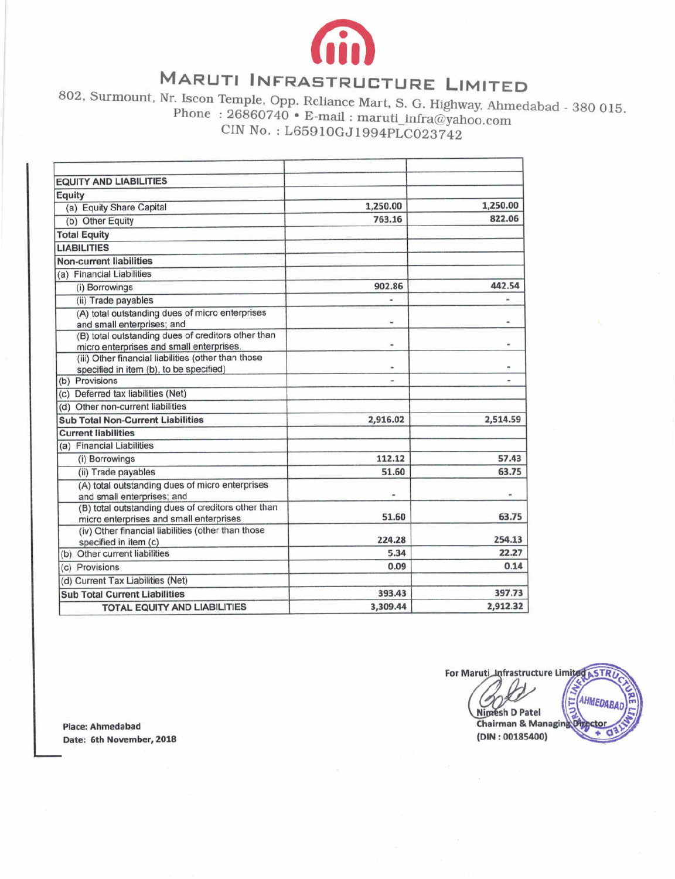# MARUTI INFRASTRUCTURE LIMITED

802, Surmount, Nr. Iscon Temple, Opp. Reliance Mart, S. G. Highway, Ahmedabad - 380 015.
Phone : 26860740 • E-mail : maruti_infra@yahoo.com
CIN No. : L65910GJ1994PLC023742

| | | |
|---|---|---|
| **EQUITY AND LIABILITIES** | | |
| **Equity** | | |
| (a) Equity Share Capital | 1,250.00 | 1,250.00 |
| (b) Other Equity | 763.16 | 822.06 |
| **Total Equity** | | |
| **LIABILITIES** | | |
| **Non-current liabilities** | | |
| (a) Financial Liabilities | | |
| (i) Borrowings | 902.86 | 442.54 |
| (ii) Trade payables | - | - |
| (A) total outstanding dues of micro enterprises and small enterprises; and | - | - |
| (B) total outstanding dues of creditors other than micro enterprises and small enterprises. | - | - |
| (iii) Other financial liabilities (other than those specified in item (b), to be specified) | - | - |
| (b) Provisions | - | - |
| (c) Deferred tax liabilities (Net) | | |
| (d) Other non-current liabilities | | |
| **Sub Total Non-Current Liabilities** | 2,916.02 | 2,514.59 |
| **Current liabilities** | | |
| (a) Financial Liabilities | | |
| (i) Borrowings | 112.12 | 57.43 |
| (ii) Trade payables | 51.60 | 63.75 |
| (A) total outstanding dues of micro enterprises and small enterprises; and | - | - |
| (B) total outstanding dues of creditors other than micro enterprises and small enterprises | 51.60 | 63.75 |
| (iv) Other financial liabilities (other than those specified in item (c) | 224.28 | 254.13 |
| (b) Other current liabilities | 5.34 | 22.27 |
| (c) Provisions | 0.09 | 0.14 |
| (d) Current Tax Liabilities (Net) | | |
| **Sub Total Current Liabilities** | 393.43 | 397.73 |
| **TOTAL EQUITY AND LIABILITIES** | 3,309.44 | 2,912.32 |

**For Maruti Infrastructure Limited**

**Nimesh D Patel**
**Chairman & Managing Director**
**(DIN : 00185400)**

**Place: Ahmedabad**
**Date: 6th November, 2018**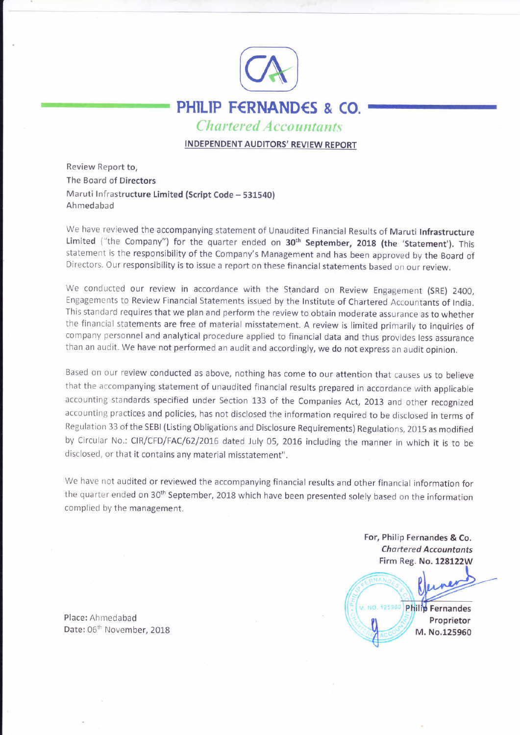# PHILIP FERNANDES & CO.

*Chartered Accountants*

**INDEPENDENT AUDITORS' REVIEW REPORT**

Review Report to,
The Board of Directors
Maruti Infrastructure Limited (Script Code – 531540)
Ahmedabad

We have reviewed the accompanying statement of Unaudited Financial Results of Maruti **Infrastructure** Limited ("the Company") for the quarter ended on **30th September, 2018 (the 'Statement')**. This statement is the responsibility of the Company's Management and has been approved by the Board of Directors. Our responsibility is to issue a report on these financial statements based on our review.

We conducted our review in accordance with the Standard on Review Engagement (SRE) 2400, Engagements to Review Financial Statements issued by the Institute of Chartered Accountants of India. This standard requires that we plan and perform the review to obtain moderate assurance as to whether the financial statements are free of material misstatement. A review is limited primarily to inquiries of company personnel and analytical procedure applied to financial data and thus provides less assurance than an audit. We have not performed an audit and accordingly, we do not express an audit opinion.

Based on our review conducted as above, nothing has come to our attention that causes us to believe that the accompanying statement of unaudited financial results prepared in accordance with applicable accounting standards specified under Section 133 of the Companies Act, 2013 and other recognized accounting practices and policies, has not disclosed the information required to be disclosed in terms of Regulation 33 of the SEBI (Listing Obligations and Disclosure Requirements) Regulations, 2015 as modified by Circular No.: CIR/CFD/FAC/62/2016 dated July 05, 2016 including the manner in which it is to be disclosed, or that it contains any material misstatement".

We have not audited or reviewed the accompanying financial results and other financial information for the quarter ended on 30th September, 2018 which have been presented solely based on the information complied by the management.

For, Philip Fernandes & Co.
*Chartered Accountants*
Firm Reg. No. 128122W

Philip Fernandes
Proprietor
M. No.125960

Place: Ahmedabad
Date: 06th November, 2018